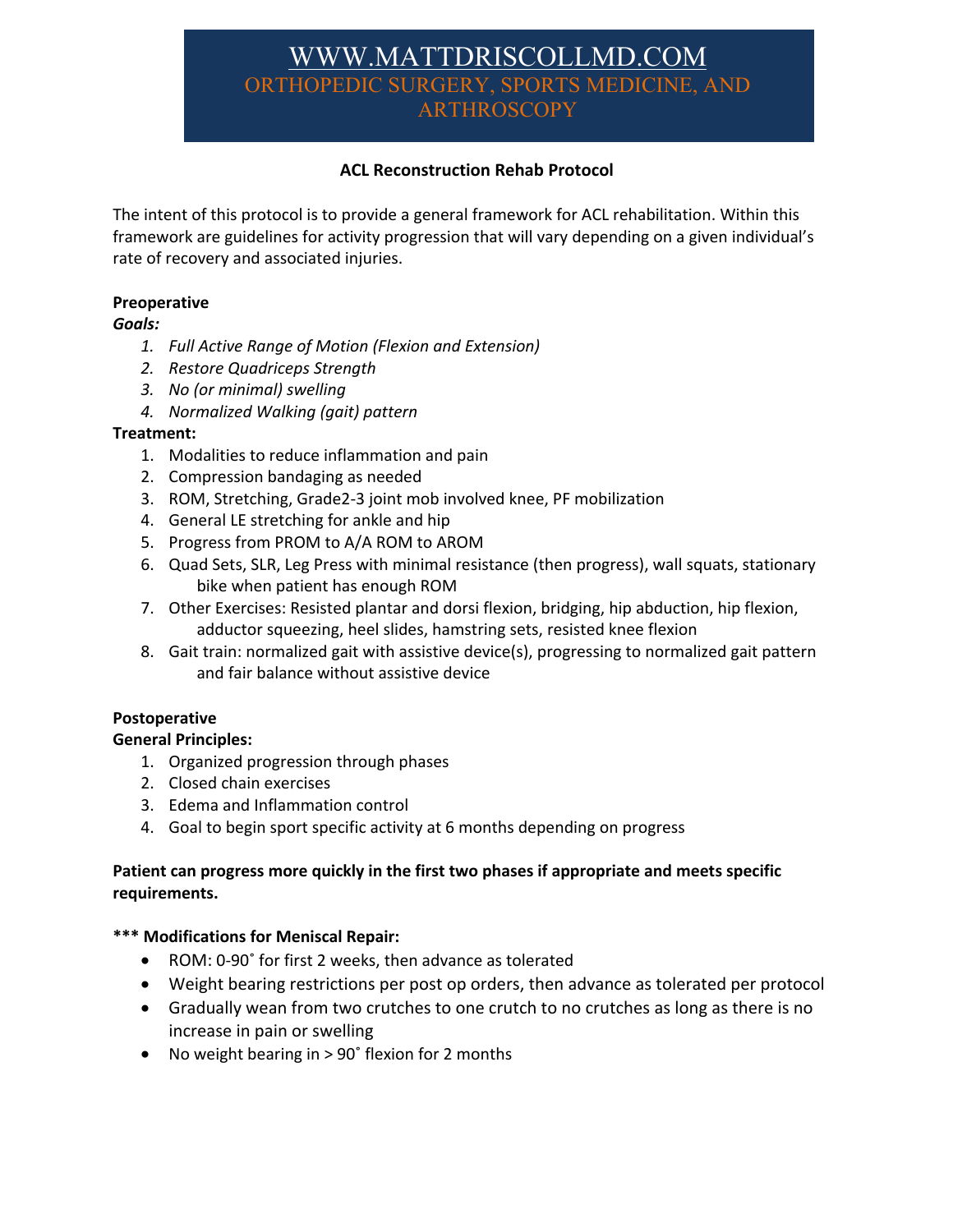# WWW.MATTDRISCOLLMD.COM

## ORTHOPEDIC SURGERY, SPORTS MEDICINE, AND ARTHROSCOPY

**ACL Reconstruction Rehab Protocol**

The intent of this protocol is to provide a general framework for ACL rehabilitation. Within this framework are guidelines for activity progression that will vary depending on a given individual's rate of recovery and associated injuries.

**Preoperative**

***Goals:***

1. *Full Active Range of Motion (Flexion and Extension)*
2. *Restore Quadriceps Strength*
3. *No (or minimal) swelling*
4. *Normalized Walking (gait) pattern*

**Treatment:**

1. Modalities to reduce inflammation and pain
2. Compression bandaging as needed
3. ROM, Stretching, Grade2-3 joint mob involved knee, PF mobilization
4. General LE stretching for ankle and hip
5. Progress from PROM to A/A ROM to AROM
6. Quad Sets, SLR, Leg Press with minimal resistance (then progress), wall squats, stationary bike when patient has enough ROM
7. Other Exercises: Resisted plantar and dorsi flexion, bridging, hip abduction, hip flexion, adductor squeezing, heel slides, hamstring sets, resisted knee flexion
8. Gait train: normalized gait with assistive device(s), progressing to normalized gait pattern and fair balance without assistive device

**Postoperative**

**General Principles:**

1. Organized progression through phases
2. Closed chain exercises
3. Edema and Inflammation control
4. Goal to begin sport specific activity at 6 months depending on progress

**Patient can progress more quickly in the first two phases if appropriate and meets specific requirements.**

**\*\*\* Modifications for Meniscal Repair:**

- ROM: 0-90˚ for first 2 weeks, then advance as tolerated
- Weight bearing restrictions per post op orders, then advance as tolerated per protocol
- Gradually wean from two crutches to one crutch to no crutches as long as there is no increase in pain or swelling
- No weight bearing in > 90˚ flexion for 2 months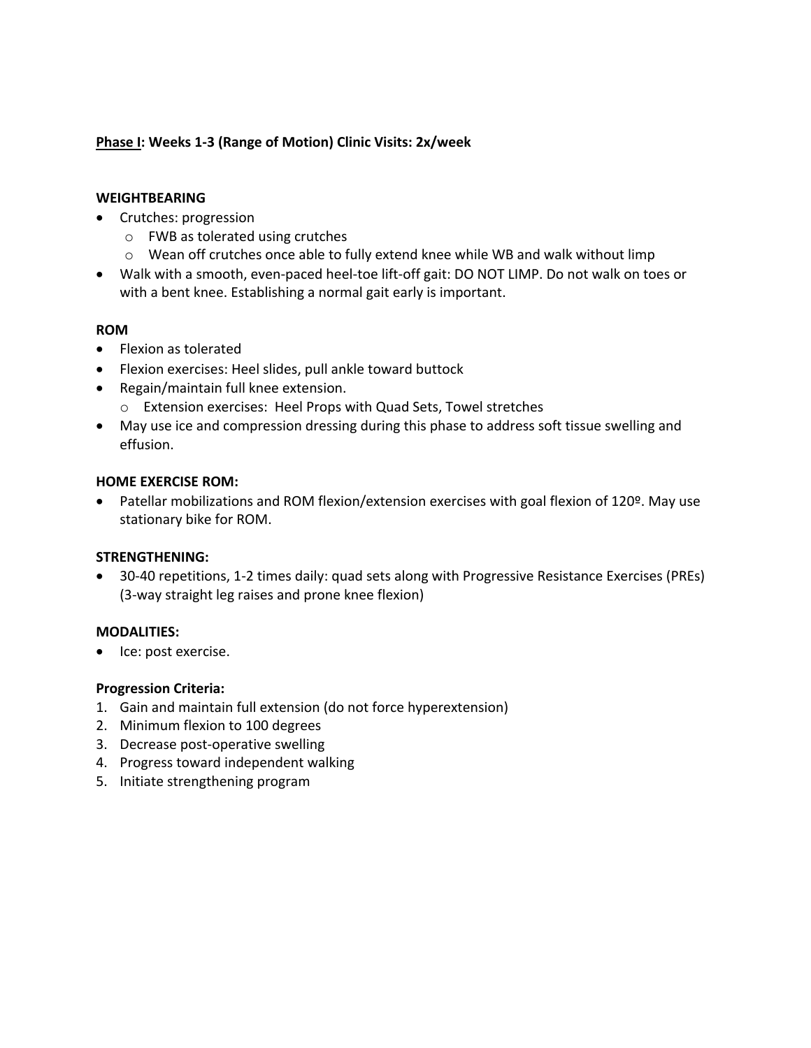**<u>Phase I</u>: Weeks 1-3 (Range of Motion) Clinic Visits: 2x/week**

**WEIGHTBEARING**

- Crutches: progression
  - FWB as tolerated using crutches
  - Wean off crutches once able to fully extend knee while WB and walk without limp
- Walk with a smooth, even-paced heel-toe lift-off gait: DO NOT LIMP. Do not walk on toes or with a bent knee. Establishing a normal gait early is important.

**ROM**

- Flexion as tolerated
- Flexion exercises: Heel slides, pull ankle toward buttock
- Regain/maintain full knee extension.
  - Extension exercises: Heel Props with Quad Sets, Towel stretches
- May use ice and compression dressing during this phase to address soft tissue swelling and effusion.

**HOME EXERCISE ROM:**

- Patellar mobilizations and ROM flexion/extension exercises with goal flexion of 120º. May use stationary bike for ROM.

**STRENGTHENING:**

- 30-40 repetitions, 1-2 times daily: quad sets along with Progressive Resistance Exercises (PREs) (3-way straight leg raises and prone knee flexion)

**MODALITIES:**

- Ice: post exercise.

**Progression Criteria:**

1. Gain and maintain full extension (do not force hyperextension)
2. Minimum flexion to 100 degrees
3. Decrease post-operative swelling
4. Progress toward independent walking
5. Initiate strengthening program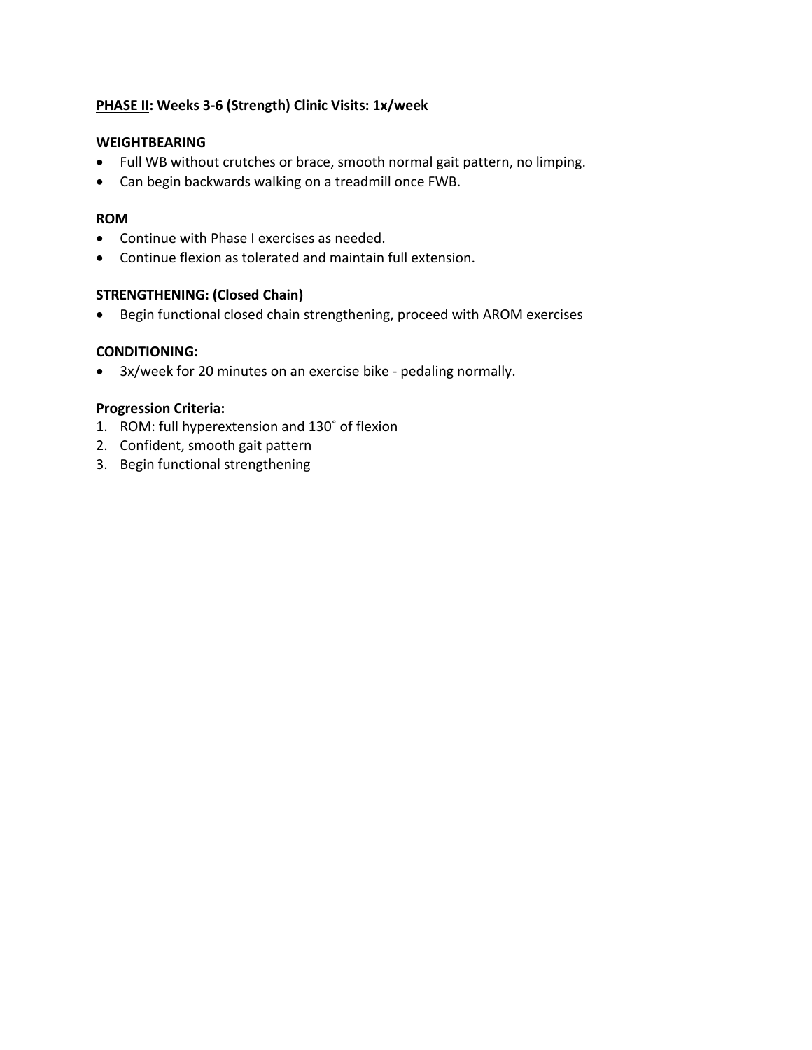**<u>PHASE II</u>: Weeks 3-6 (Strength) Clinic Visits: 1x/week**

**WEIGHTBEARING**

- Full WB without crutches or brace, smooth normal gait pattern, no limping.
- Can begin backwards walking on a treadmill once FWB.

**ROM**

- Continue with Phase I exercises as needed.
- Continue flexion as tolerated and maintain full extension.

**STRENGTHENING: (Closed Chain)**

- Begin functional closed chain strengthening, proceed with AROM exercises

**CONDITIONING:**

- 3x/week for 20 minutes on an exercise bike - pedaling normally.

**Progression Criteria:**

1. ROM: full hyperextension and 130˚ of flexion
2. Confident, smooth gait pattern
3. Begin functional strengthening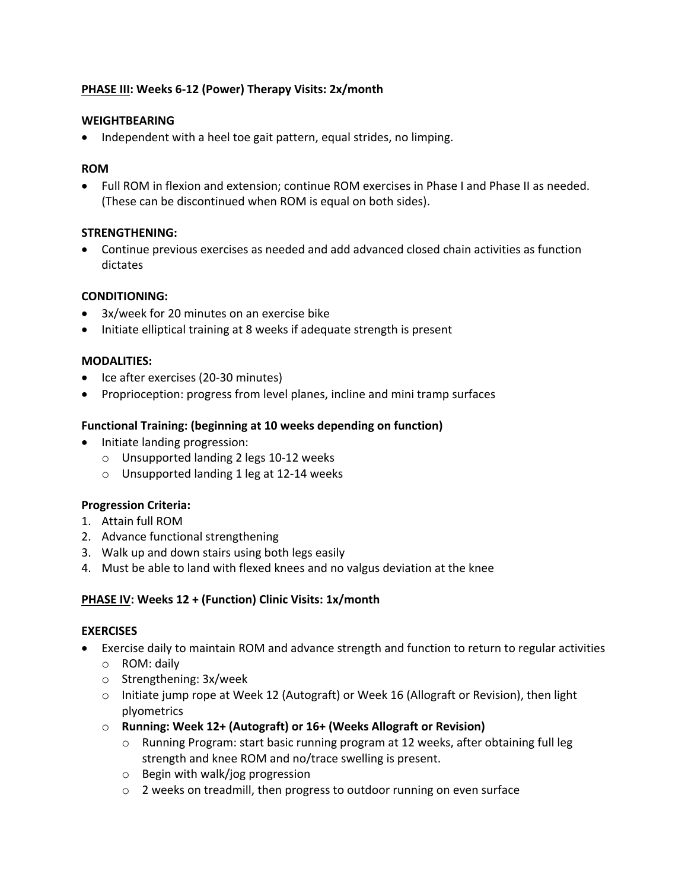**<u>PHASE III</u>: Weeks 6-12 (Power) Therapy Visits: 2x/month**

**WEIGHTBEARING**

- Independent with a heel toe gait pattern, equal strides, no limping.

**ROM**

- Full ROM in flexion and extension; continue ROM exercises in Phase I and Phase II as needed. (These can be discontinued when ROM is equal on both sides).

**STRENGTHENING:**

- Continue previous exercises as needed and add advanced closed chain activities as function dictates

**CONDITIONING:**

- 3x/week for 20 minutes on an exercise bike
- Initiate elliptical training at 8 weeks if adequate strength is present

**MODALITIES:**

- Ice after exercises (20-30 minutes)
- Proprioception: progress from level planes, incline and mini tramp surfaces

**Functional Training: (beginning at 10 weeks depending on function)**

- Initiate landing progression:
  - Unsupported landing 2 legs 10-12 weeks
  - Unsupported landing 1 leg at 12-14 weeks

**Progression Criteria:**

1. Attain full ROM
2. Advance functional strengthening
3. Walk up and down stairs using both legs easily
4. Must be able to land with flexed knees and no valgus deviation at the knee

**<u>PHASE IV</u>: Weeks 12 + (Function) Clinic Visits: 1x/month**

**EXERCISES**

- Exercise daily to maintain ROM and advance strength and function to return to regular activities
  - ROM: daily
  - Strengthening: 3x/week
  - Initiate jump rope at Week 12 (Autograft) or Week 16 (Allograft or Revision), then light plyometrics
  - **Running: Week 12+ (Autograft) or 16+ (Weeks Allograft or Revision)**
    - Running Program: start basic running program at 12 weeks, after obtaining full leg strength and knee ROM and no/trace swelling is present.
    - Begin with walk/jog progression
    - 2 weeks on treadmill, then progress to outdoor running on even surface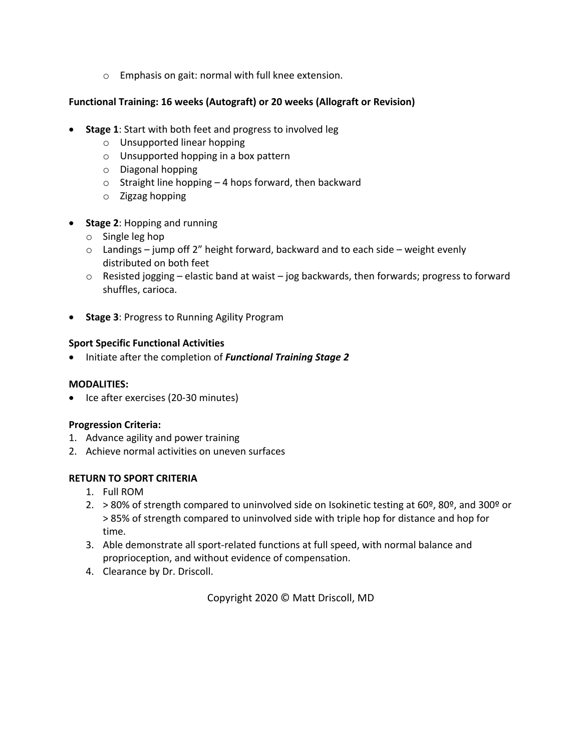- Emphasis on gait: normal with full knee extension.

**Functional Training: 16 weeks (Autograft) or 20 weeks (Allograft or Revision)**

- **Stage 1**: Start with both feet and progress to involved leg
  - Unsupported linear hopping
  - Unsupported hopping in a box pattern
  - Diagonal hopping
  - Straight line hopping – 4 hops forward, then backward
  - Zigzag hopping

- **Stage 2**: Hopping and running
  - Single leg hop
  - Landings – jump off 2" height forward, backward and to each side – weight evenly distributed on both feet
  - Resisted jogging – elastic band at waist – jog backwards, then forwards; progress to forward shuffles, carioca.

- **Stage 3**: Progress to Running Agility Program

**Sport Specific Functional Activities**

- Initiate after the completion of ***Functional Training Stage 2***

**MODALITIES:**

- Ice after exercises (20-30 minutes)

**Progression Criteria:**

1. Advance agility and power training
2. Achieve normal activities on uneven surfaces

**RETURN TO SPORT CRITERIA**

1. Full ROM
2. > 80% of strength compared to uninvolved side on Isokinetic testing at 60º, 80º, and 300º or > 85% of strength compared to uninvolved side with triple hop for distance and hop for time.
3. Able demonstrate all sport-related functions at full speed, with normal balance and proprioception, and without evidence of compensation.
4. Clearance by Dr. Driscoll.

Copyright 2020 © Matt Driscoll, MD